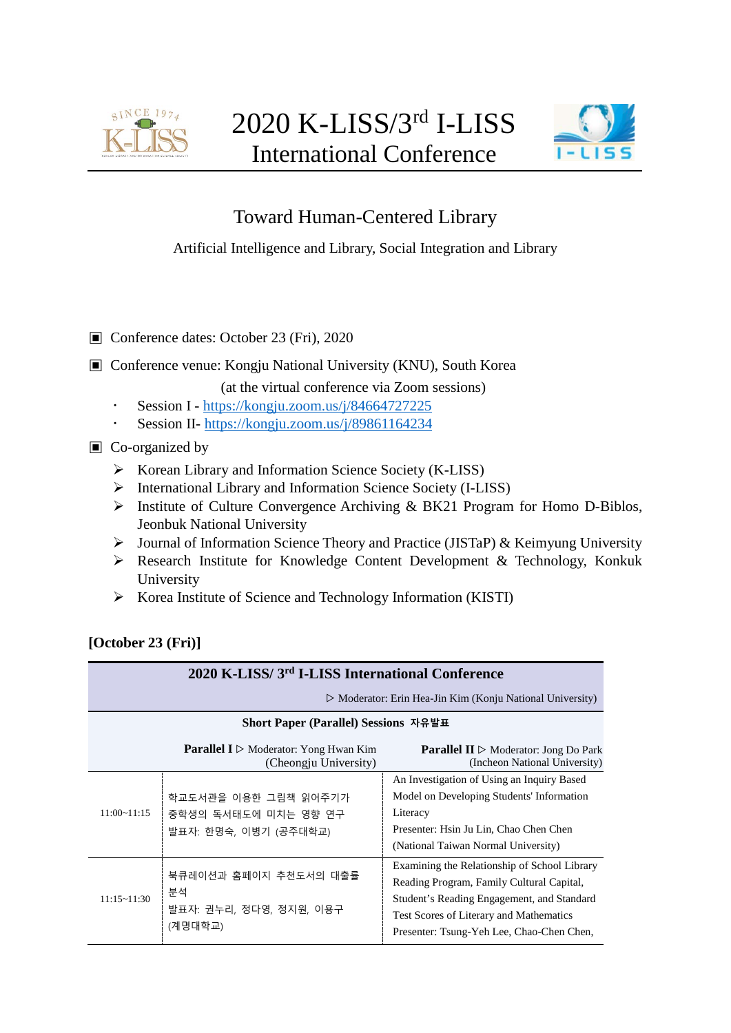# 2020 K-LISS/3rd I-LISS International Conference

## Toward Human-Centered Library

Artificial Intelligence and Library, Social Integration and Library

▣ Conference dates: October 23 (Fri), 2020

▣ Conference venue: Kongju National University (KNU), South Korea

(at the virtual conference via Zoom sessions)

- Session I - https://kongju.zoom.us/j/84664727225
- Session II- https://kongju.zoom.us/j/89861164234

▣ Co-organized by

- Korean Library and Information Science Society (K-LISS)
- International Library and Information Science Society (I-LISS)
- Institute of Culture Convergence Archiving & BK21 Program for Homo D-Biblos, Jeonbuk National University
- Journal of Information Science Theory and Practice (JISTaP) & Keimyung University
- Research Institute for Knowledge Content Development & Technology, Konkuk University
- Korea Institute of Science and Technology Information (KISTI)

**[October 23 (Fri)]**

| **2020 K-LISS/ 3rd I-LISS International Conference** | | |
|---|---|---|
| ▷ Moderator: Erin Hea-Jin Kim (Konju National University) | | |
| **Short Paper (Parallel) Sessions 자유발표** | | |
| | **Parallel I** ▷ Moderator: Yong Hwan Kim (Cheongju University) | **Parallel II** ▷ Moderator: Jong Do Park (Incheon National University) |
| 11:00~11:15 | 학교도서관을 이용한 그림책 읽어주기가 중학생의 독서태도에 미치는 영향 연구<br>발표자: 한명숙, 이병기 (공주대학교) | An Investigation of Using an Inquiry Based Model on Developing Students' Information Literacy<br>Presenter: Hsin Ju Lin, Chao Chen Chen (National Taiwan Normal University) |
| 11:15~11:30 | 북큐레이션과 홈페이지 추천도서의 대출률 분석<br>발표자: 권누리, 정다영, 정지원, 이용구 (계명대학교) | Examining the Relationship of School Library Reading Program, Family Cultural Capital, Student's Reading Engagement, and Standard Test Scores of Literary and Mathematics<br>Presenter: Tsung-Yeh Lee, Chao-Chen Chen, |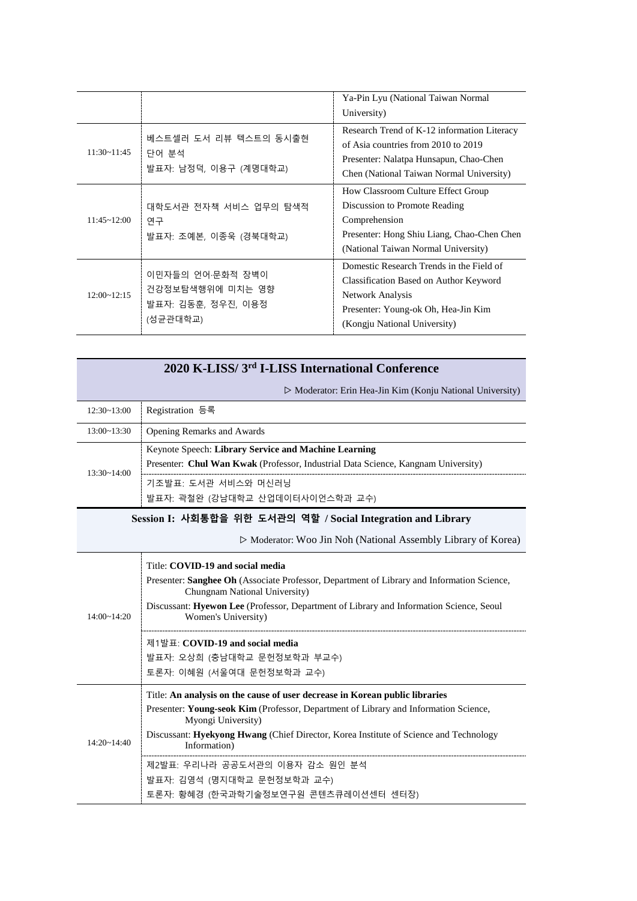| | | |
|---|---|---|
| | | Ya-Pin Lyu (National Taiwan Normal University) |
| 11:30~11:45 | 베스트셀러 도서 리뷰 텍스트의 동시출현 단어 분석<br>발표자: 남정덕, 이용구 (계명대학교) | Research Trend of K-12 information Literacy of Asia countries from 2010 to 2019<br>Presenter: Nalatpa Hunsapun, Chao-Chen Chen (National Taiwan Normal University) |
| 11:45~12:00 | 대학도서관 전자책 서비스 업무의 탐색적 연구<br>발표자: 조예본, 이종욱 (경북대학교) | How Classroom Culture Effect Group Discussion to Promote Reading Comprehension<br>Presenter: Hong Shiu Liang, Chao-Chen Chen (National Taiwan Normal University) |
| 12:00~12:15 | 이민자들의 언어·문화적 장벽이 건강정보탐색행위에 미치는 영향<br>발표자: 김동훈, 정우진, 이용정 (성균관대학교) | Domestic Research Trends in the Field of Classification Based on Author Keyword Network Analysis<br>Presenter: Young-ok Oh, Hea-Jin Kim (Kongju National University) |

## 2020 K-LISS/ 3rd I-LISS International Conference

▷ Moderator: Erin Hea-Jin Kim (Konju National University)

| | |
|---|---|
| 12:30~13:00 | Registration 등록 |
| 13:00~13:30 | Opening Remarks and Awards |
| 13:30~14:00 | Keynote Speech: **Library Service and Machine Learning**<br>Presenter: **Chul Wan Kwak** (Professor, Industrial Data Science, Kangnam University)<br>기조발표: 도서관 서비스와 머신러닝<br>발표자: 곽철완 (강남대학교 산업데이터사이언스학과 교수) |

### Session I: 사회통합을 위한 도서관의 역할 / Social Integration and Library

▷ Moderator: Woo Jin Noh (National Assembly Library of Korea)

| | |
|---|---|
| 14:00~14:20 | Title: **COVID-19 and social media**<br>Presenter: **Sanghee Oh** (Associate Professor, Department of Library and Information Science, Chungnam National University)<br>Discussant: **Hyewon Lee** (Professor, Department of Library and Information Science, Seoul Women's University)<br>제1발표: **COVID-19 and social media**<br>발표자: 오상희 (충남대학교 문헌정보학과 부교수)<br>토론자: 이혜원 (서울여대 문헌정보학과 교수) |
| 14:20~14:40 | Title: **An analysis on the cause of user decrease in Korean public libraries**<br>Presenter: **Young-seok Kim** (Professor, Department of Library and Information Science, Myongi University)<br>Discussant: **Hyekyong Hwang** (Chief Director, Korea Institute of Science and Technology Information)<br>제2발표: 우리나라 공공도서관의 이용자 감소 원인 분석<br>발표자: 김영석 (명지대학교 문헌정보학과 교수)<br>토론자: 황혜경 (한국과학기술정보연구원 콘텐츠큐레이션센터 센터장) |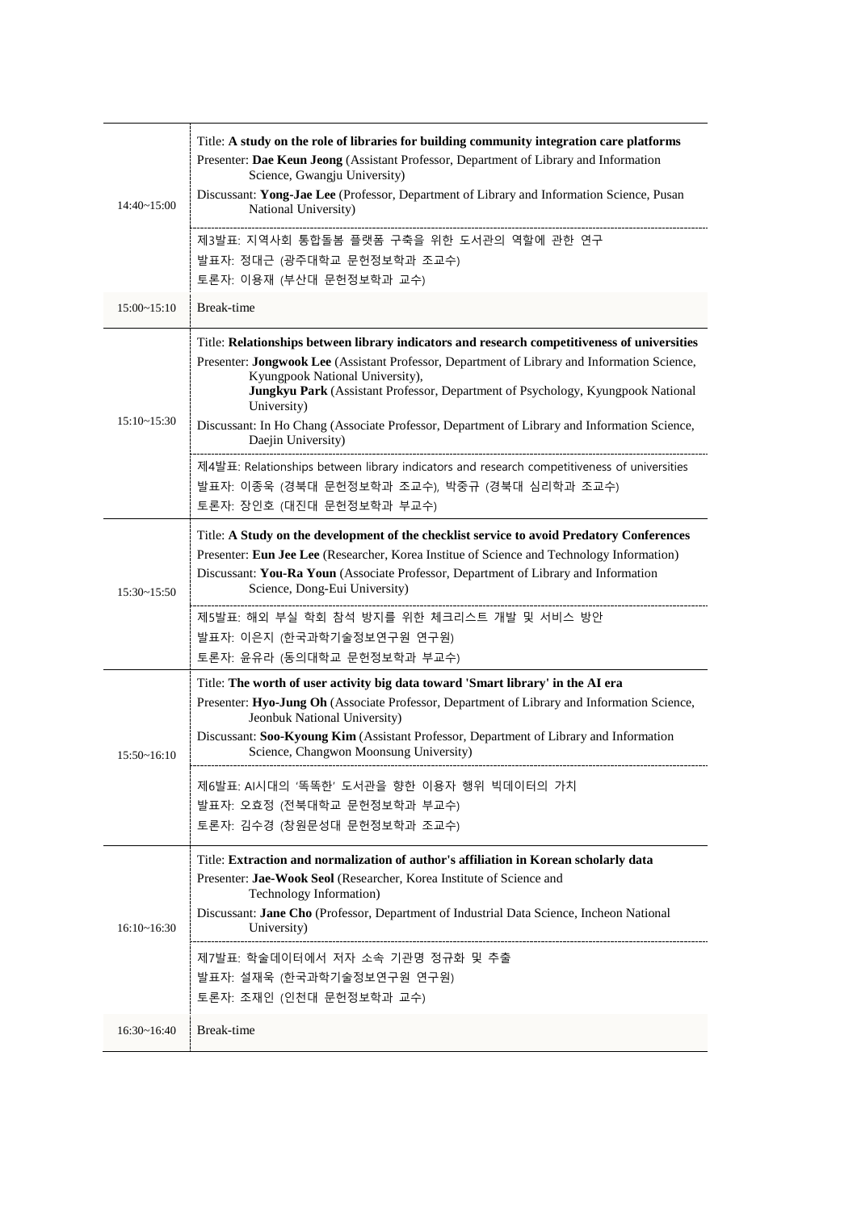| | |
|---|---|
| 14:40~15:00 | Title: **A study on the role of libraries for building community integration care platforms**<br>Presenter: **Dae Keun Jeong** (Assistant Professor, Department of Library and Information Science, Gwangju University)<br>Discussant: **Yong-Jae Lee** (Professor, Department of Library and Information Science, Pusan National University)<br><br>제3발표: 지역사회 통합돌봄 플랫폼 구축을 위한 도서관의 역할에 관한 연구<br>발표자: 정대근 (광주대학교 문헌정보학과 조교수)<br>토론자: 이용재 (부산대 문헌정보학과 교수) |
| 15:00~15:10 | Break-time |
| 15:10~15:30 | Title: **Relationships between library indicators and research competitiveness of universities**<br>Presenter: **Jongwook Lee** (Assistant Professor, Department of Library and Information Science, Kyungpook National University), **Jungkyu Park** (Assistant Professor, Department of Psychology, Kyungpook National University)<br>Discussant: In Ho Chang (Associate Professor, Department of Library and Information Science, Daejin University)<br><br>제4발표: Relationships between library indicators and research competitiveness of universities<br>발표자: 이종욱 (경북대 문헌정보학과 조교수), 박중규 (경북대 심리학과 조교수)<br>토론자: 장인호 (대진대 문헌정보학과 부교수) |
| 15:30~15:50 | Title: **A Study on the development of the checklist service to avoid Predatory Conferences**<br>Presenter: **Eun Jee Lee** (Researcher, Korea Institue of Science and Technology Information)<br>Discussant: **You-Ra Youn** (Associate Professor, Department of Library and Information Science, Dong-Eui University)<br><br>제5발표: 해외 부실 학회 참석 방지를 위한 체크리스트 개발 및 서비스 방안<br>발표자: 이은지 (한국과학기술정보연구원 연구원)<br>토론자: 윤유라 (동의대학교 문헌정보학과 부교수) |
| 15:50~16:10 | Title: **The worth of user activity big data toward 'Smart library' in the AI era**<br>Presenter: **Hyo-Jung Oh** (Associate Professor, Department of Library and Information Science, Jeonbuk National University)<br>Discussant: **Soo-Kyoung Kim** (Assistant Professor, Department of Library and Information Science, Changwon Moonsung University)<br><br>제6발표: AI시대의 '똑똑한' 도서관을 향한 이용자 행위 빅데이터의 가치<br>발표자: 오효정 (전북대학교 문헌정보학과 부교수)<br>토론자: 김수경 (창원문성대 문헌정보학과 조교수) |
| 16:10~16:30 | Title: **Extraction and normalization of author's affiliation in Korean scholarly data**<br>Presenter: **Jae-Wook Seol** (Researcher, Korea Institute of Science and Technology Information)<br>Discussant: **Jane Cho** (Professor, Department of Industrial Data Science, Incheon National University)<br><br>제7발표: 학술데이터에서 저자 소속 기관명 정규화 및 추출<br>발표자: 설재욱 (한국과학기술정보연구원 연구원)<br>토론자: 조재인 (인천대 문헌정보학과 교수) |
| 16:30~16:40 | Break-time |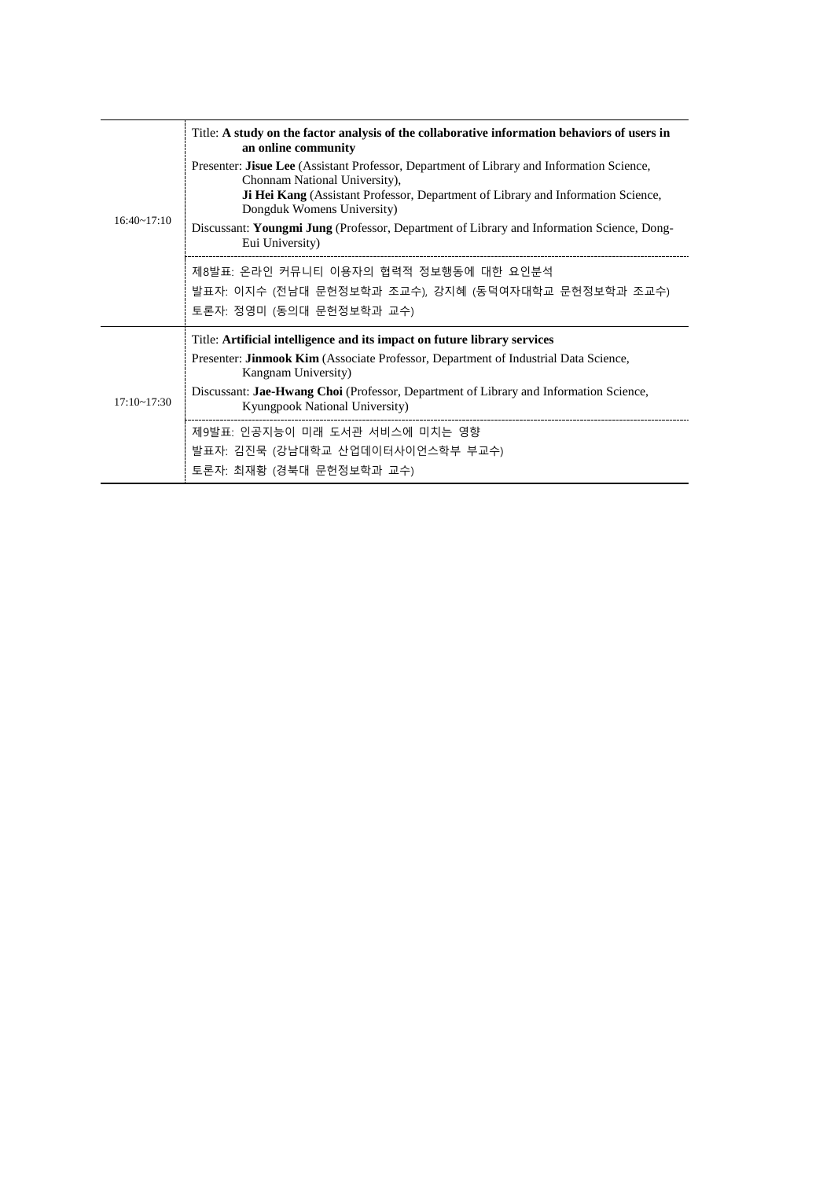| | |
|---|---|
| 16:40~17:10 | Title: **A study on the factor analysis of the collaborative information behaviors of users in an online community**<br>Presenter: **Jisue Lee** (Assistant Professor, Department of Library and Information Science, Chonnam National University),<br>**Ji Hei Kang** (Assistant Professor, Department of Library and Information Science, Dongduk Womens University)<br>Discussant: **Youngmi Jung** (Professor, Department of Library and Information Science, Dong-Eui University)<br><br>제8발표: 온라인 커뮤니티 이용자의 협력적 정보행동에 대한 요인분석<br>발표자: 이지수 (전남대 문헌정보학과 조교수), 강지혜 (동덕여자대학교 문헌정보학과 조교수)<br>토론자: 정영미 (동의대 문헌정보학과 교수) |
| 17:10~17:30 | Title: **Artificial intelligence and its impact on future library services**<br>Presenter: **Jinmook Kim** (Associate Professor, Department of Industrial Data Science, Kangnam University)<br>Discussant: **Jae-Hwang Choi** (Professor, Department of Library and Information Science, Kyungpook National University)<br><br>제9발표: 인공지능이 미래 도서관 서비스에 미치는 영향<br>발표자: 김진묵 (강남대학교 산업데이터사이언스학부 부교수)<br>토론자: 최재황 (경북대 문헌정보학과 교수) |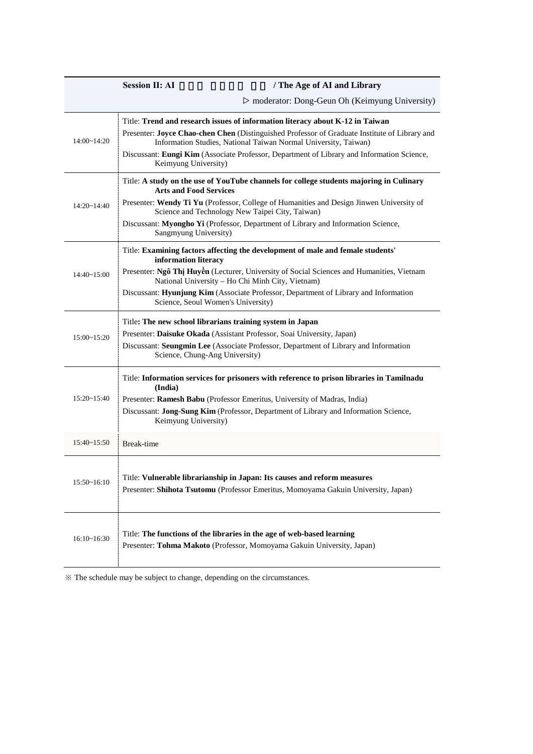| | |
|---|---|
| | **Session II: AI 시대의 도서관 / The Age of AI and Library** |
| | ▷ moderator: Dong-Geun Oh (Keimyung University) |
| 14:00~14:20 | Title: **Trend and research issues of information literacy about K-12 in Taiwan**<br>Presenter: **Joyce Chao-chen Chen** (Distinguished Professor of Graduate Institute of Library and Information Studies, National Taiwan Normal University, Taiwan)<br>Discussant: **Eungi Kim** (Associate Professor, Department of Library and Information Science, Keimyung University) |
| 14:20~14:40 | Title: **A study on the use of YouTube channels for college students majoring in Culinary Arts and Food Services**<br>Presenter: **Wendy Ti Yu** (Professor, College of Humanities and Design Jinwen University of Science and Technology New Taipei City, Taiwan)<br>Discussant: **Myongho Yi** (Professor, Department of Library and Information Science, Sangmyung University) |
| 14:40~15:00 | Title: **Examining factors affecting the development of male and female students' information literacy**<br>Presenter: **Ngô Thị Huyền** (Lecturer, University of Social Sciences and Humanities, Vietnam National University – Ho Chi Minh City, Vietnam)<br>Discussant: **Hyunjung Kim** (Associate Professor, Department of Library and Information Science, Seoul Women's University) |
| 15:00~15:20 | Title**: The new school librarians training system in Japan**<br>Presenter: **Daisuke Okada** (Assistant Professor, Soai University, Japan)<br>Discussant: **Seungmin Lee** (Associate Professor, Department of Library and Information Science, Chung-Ang University) |
| 15:20~15:40 | Title: **Information services for prisoners with reference to prison libraries in Tamilnadu (India)**<br>Presenter: **Ramesh Babu** (Professor Emeritus, University of Madras, India)<br>Discussant: **Jong-Sung Kim** (Professor, Department of Library and Information Science, Keimyung University) |
| 15:40~15:50 | Break-time |
| 15:50~16:10 | Title: **Vulnerable librarianship in Japan: Its causes and reform measures**<br>Presenter: **Shihota Tsutomu** (Professor Emeritus, Momoyama Gakuin University, Japan) |
| 16:10~16:30 | Title: **The functions of the libraries in the age of web-based learning**<br>Presenter: **Tohma Makoto** (Professor, Momoyama Gakuin University, Japan) |

※ The schedule may be subject to change, depending on the circumstances.